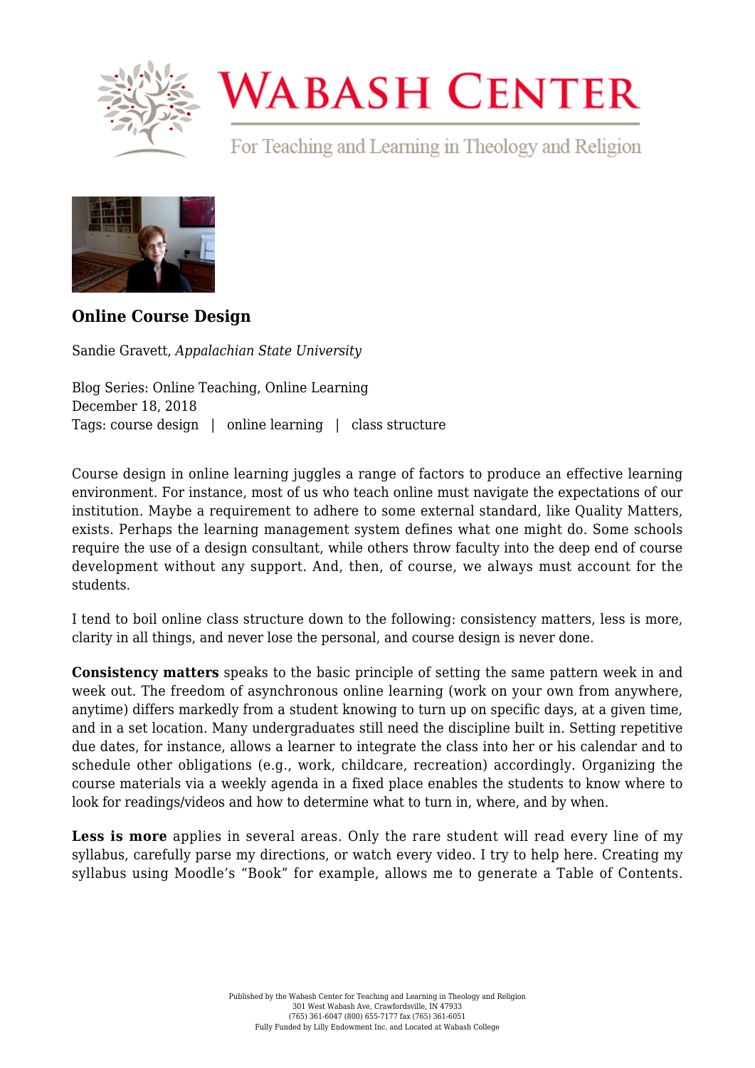# Online Course Design

Sandie Gravett, *Appalachian State University*

Blog Series: Online Teaching, Online Learning
December 18, 2018
Tags: course design | online learning | class structure

Course design in online learning juggles a range of factors to produce an effective learning environment. For instance, most of us who teach online must navigate the expectations of our institution. Maybe a requirement to adhere to some external standard, like Quality Matters, exists. Perhaps the learning management system defines what one might do. Some schools require the use of a design consultant, while others throw faculty into the deep end of course development without any support. And, then, of course, we always must account for the students.

I tend to boil online class structure down to the following: consistency matters, less is more, clarity in all things, and never lose the personal, and course design is never done.

**Consistency matters** speaks to the basic principle of setting the same pattern week in and week out. The freedom of asynchronous online learning (work on your own from anywhere, anytime) differs markedly from a student knowing to turn up on specific days, at a given time, and in a set location. Many undergraduates still need the discipline built in. Setting repetitive due dates, for instance, allows a learner to integrate the class into her or his calendar and to schedule other obligations (e.g., work, childcare, recreation) accordingly. Organizing the course materials via a weekly agenda in a fixed place enables the students to know where to look for readings/videos and how to determine what to turn in, where, and by when.

**Less is more** applies in several areas. Only the rare student will read every line of my syllabus, carefully parse my directions, or watch every video. I try to help here. Creating my syllabus using Moodle's "Book" for example, allows me to generate a Table of Contents.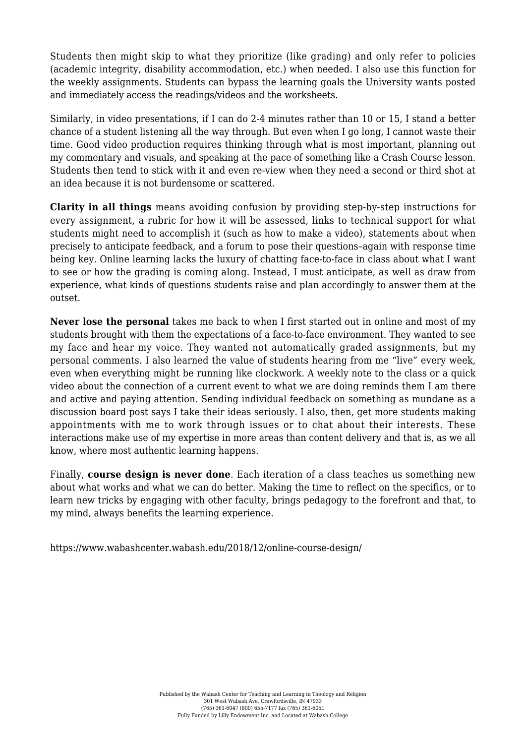Students then might skip to what they prioritize (like grading) and only refer to policies (academic integrity, disability accommodation, etc.) when needed. I also use this function for the weekly assignments. Students can bypass the learning goals the University wants posted and immediately access the readings/videos and the worksheets.

Similarly, in video presentations, if I can do 2-4 minutes rather than 10 or 15, I stand a better chance of a student listening all the way through. But even when I go long, I cannot waste their time. Good video production requires thinking through what is most important, planning out my commentary and visuals, and speaking at the pace of something like a Crash Course lesson. Students then tend to stick with it and even re-view when they need a second or third shot at an idea because it is not burdensome or scattered.

**Clarity in all things** means avoiding confusion by providing step-by-step instructions for every assignment, a rubric for how it will be assessed, links to technical support for what students might need to accomplish it (such as how to make a video), statements about when precisely to anticipate feedback, and a forum to pose their questions–again with response time being key. Online learning lacks the luxury of chatting face-to-face in class about what I want to see or how the grading is coming along. Instead, I must anticipate, as well as draw from experience, what kinds of questions students raise and plan accordingly to answer them at the outset.

**Never lose the personal** takes me back to when I first started out in online and most of my students brought with them the expectations of a face-to-face environment. They wanted to see my face and hear my voice. They wanted not automatically graded assignments, but my personal comments. I also learned the value of students hearing from me "live" every week, even when everything might be running like clockwork. A weekly note to the class or a quick video about the connection of a current event to what we are doing reminds them I am there and active and paying attention. Sending individual feedback on something as mundane as a discussion board post says I take their ideas seriously. I also, then, get more students making appointments with me to work through issues or to chat about their interests. These interactions make use of my expertise in more areas than content delivery and that is, as we all know, where most authentic learning happens.

Finally, **course design is never done**. Each iteration of a class teaches us something new about what works and what we can do better. Making the time to reflect on the specifics, or to learn new tricks by engaging with other faculty, brings pedagogy to the forefront and that, to my mind, always benefits the learning experience.

https://www.wabashcenter.wabash.edu/2018/12/online-course-design/